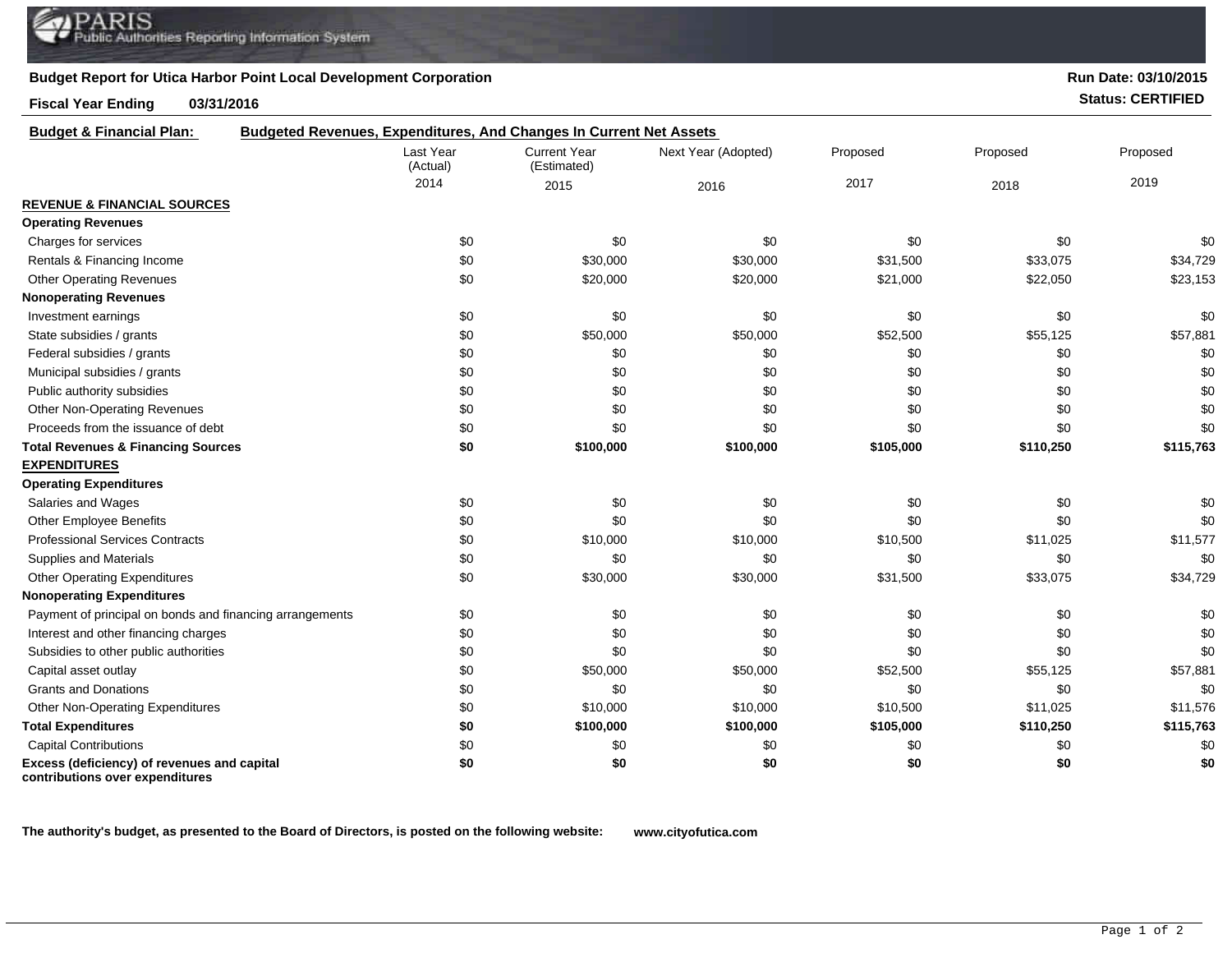**Budget Report for Utica Harbor Point Local Development Corporation**

**Run Date: 03/10/2015**

**Fiscal Year Ending 03/31/2016**

**Status: CERTIFIED**

**Budget & Financial Plan:** **Budgeted Revenues, Expenditures, And Changes In Current Net Assets**

| | Last Year (Actual) 2014 | Current Year (Estimated) 2015 | Next Year (Adopted) 2016 | Proposed 2017 | Proposed 2018 | Proposed 2019 |
|---|---|---|---|---|---|---|
| **REVENUE & FINANCIAL SOURCES** | | | | | | |
| **Operating Revenues** | | | | | | |
| Charges for services | $0 | $0 | $0 | $0 | $0 | $0 |
| Rentals & Financing Income | $0 | $30,000 | $30,000 | $31,500 | $33,075 | $34,729 |
| Other Operating Revenues | $0 | $20,000 | $20,000 | $21,000 | $22,050 | $23,153 |
| **Nonoperating Revenues** | | | | | | |
| Investment earnings | $0 | $0 | $0 | $0 | $0 | $0 |
| State subsidies / grants | $0 | $50,000 | $50,000 | $52,500 | $55,125 | $57,881 |
| Federal subsidies / grants | $0 | $0 | $0 | $0 | $0 | $0 |
| Municipal subsidies / grants | $0 | $0 | $0 | $0 | $0 | $0 |
| Public authority subsidies | $0 | $0 | $0 | $0 | $0 | $0 |
| Other Non-Operating Revenues | $0 | $0 | $0 | $0 | $0 | $0 |
| Proceeds from the issuance of debt | $0 | $0 | $0 | $0 | $0 | $0 |
| **Total Revenues & Financing Sources** | **$0** | **$100,000** | **$100,000** | **$105,000** | **$110,250** | **$115,763** |
| **EXPENDITURES** | | | | | | |
| **Operating Expenditures** | | | | | | |
| Salaries and Wages | $0 | $0 | $0 | $0 | $0 | $0 |
| Other Employee Benefits | $0 | $0 | $0 | $0 | $0 | $0 |
| Professional Services Contracts | $0 | $10,000 | $10,000 | $10,500 | $11,025 | $11,577 |
| Supplies and Materials | $0 | $0 | $0 | $0 | $0 | $0 |
| Other Operating Expenditures | $0 | $30,000 | $30,000 | $31,500 | $33,075 | $34,729 |
| **Nonoperating Expenditures** | | | | | | |
| Payment of principal on bonds and financing arrangements | $0 | $0 | $0 | $0 | $0 | $0 |
| Interest and other financing charges | $0 | $0 | $0 | $0 | $0 | $0 |
| Subsidies to other public authorities | $0 | $0 | $0 | $0 | $0 | $0 |
| Capital asset outlay | $0 | $50,000 | $50,000 | $52,500 | $55,125 | $57,881 |
| Grants and Donations | $0 | $0 | $0 | $0 | $0 | $0 |
| Other Non-Operating Expenditures | $0 | $10,000 | $10,000 | $10,500 | $11,025 | $11,576 |
| **Total Expenditures** | **$0** | **$100,000** | **$100,000** | **$105,000** | **$110,250** | **$115,763** |
| Capital Contributions | $0 | $0 | $0 | $0 | $0 | $0 |
| **Excess (deficiency) of revenues and capital contributions over expenditures** | **$0** | **$0** | **$0** | **$0** | **$0** | **$0** |

**The authority's budget, as presented to the Board of Directors, is posted on the following website:** **www.cityofutica.com**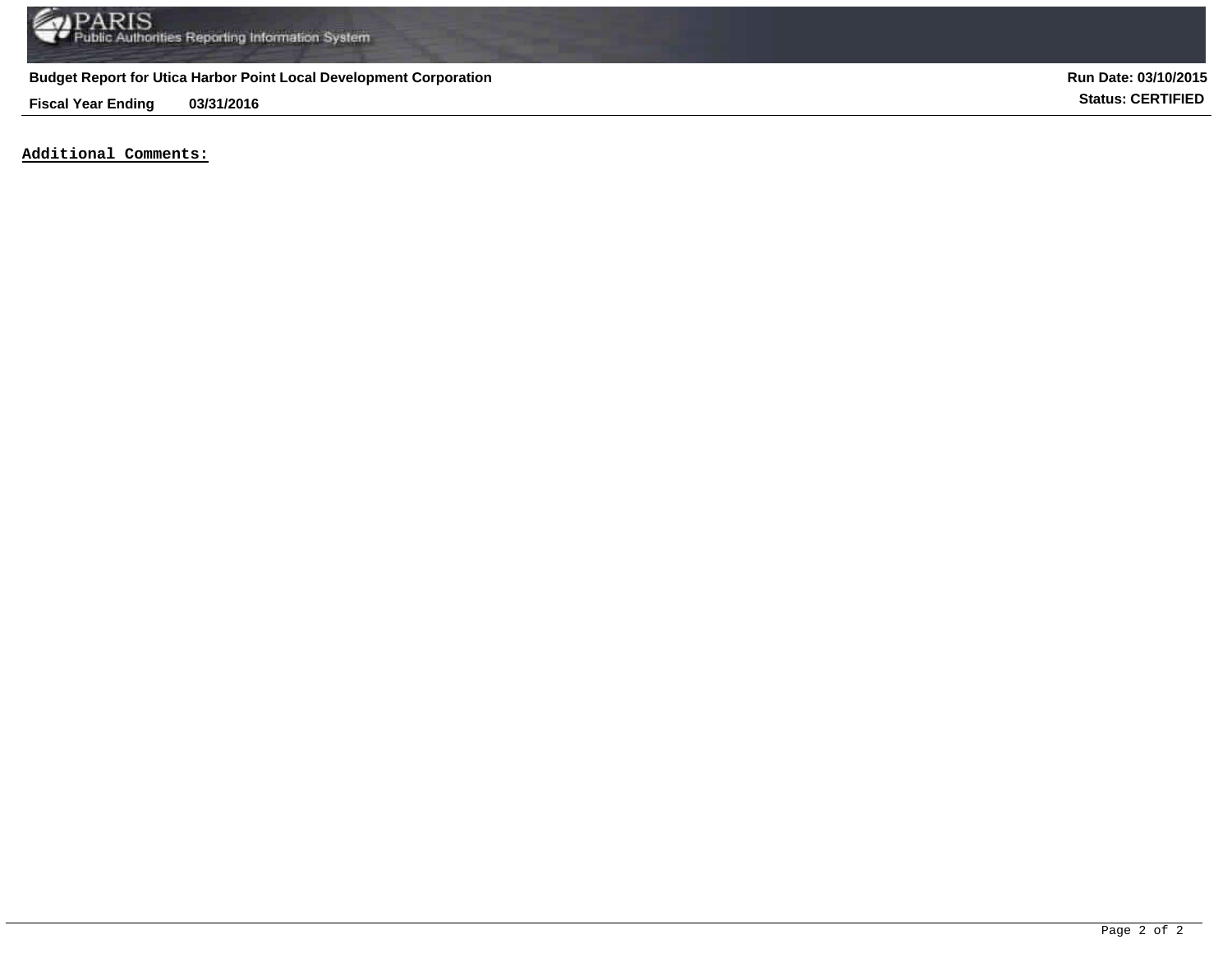**Budget Report for Utica Harbor Point Local Development Corporation**

**Fiscal Year Ending 03/31/2016**

**Run Date: 03/10/2015**

**Status: CERTIFIED**

**Additional Comments:**